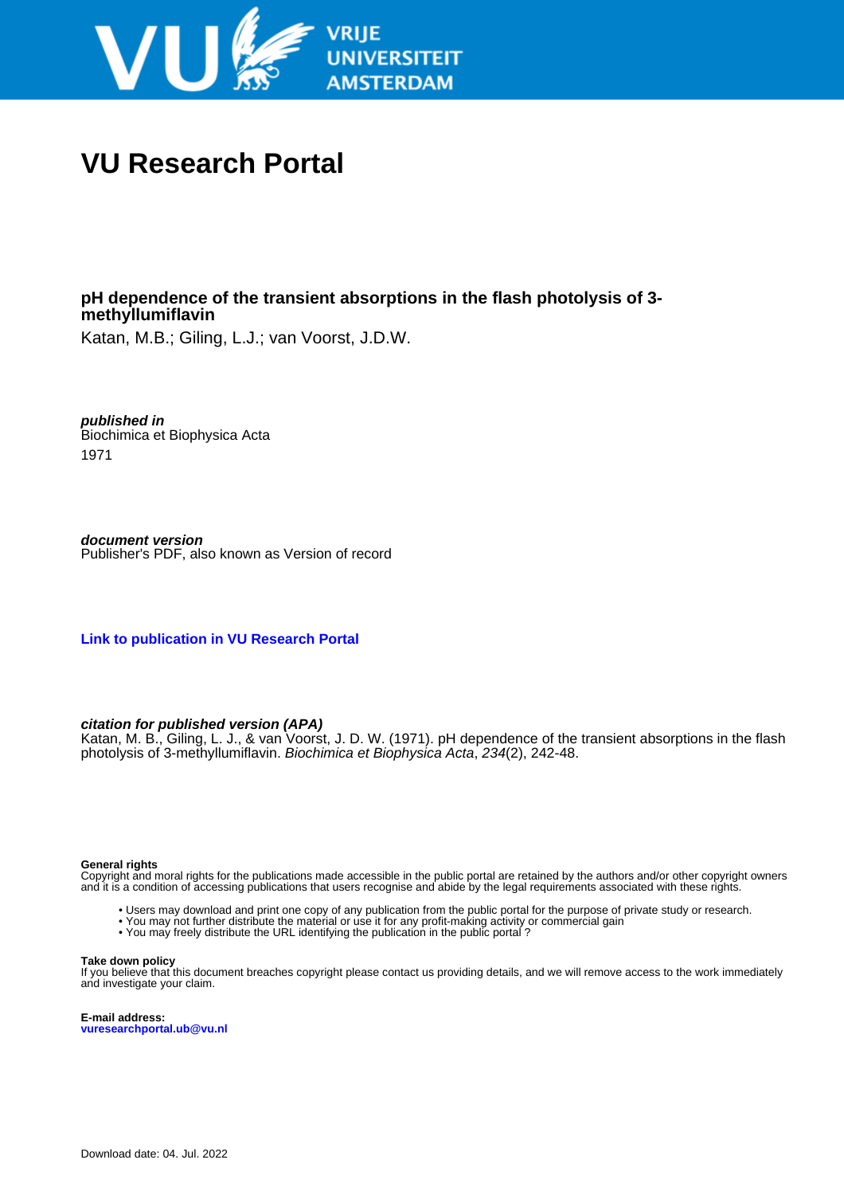VRIJE UNIVERSITEIT AMSTERDAM

# VU Research Portal

## pH dependence of the transient absorptions in the flash photolysis of 3-methyllumiflavin

Katan, M.B.; Giling, L.J.; van Voorst, J.D.W.

***published in***
Biochimica et Biophysica Acta
1971

***document version***
Publisher's PDF, also known as Version of record

**Link to publication in VU Research Portal**

***citation for published version (APA)***
Katan, M. B., Giling, L. J., & van Voorst, J. D. W. (1971). pH dependence of the transient absorptions in the flash photolysis of 3-methyllumiflavin. *Biochimica et Biophysica Acta*, *234*(2), 242-48.

**General rights**
Copyright and moral rights for the publications made accessible in the public portal are retained by the authors and/or other copyright owners and it is a condition of accessing publications that users recognise and abide by the legal requirements associated with these rights.

- Users may download and print one copy of any publication from the public portal for the purpose of private study or research.
- You may not further distribute the material or use it for any profit-making activity or commercial gain
- You may freely distribute the URL identifying the publication in the public portal ?

**Take down policy**
If you believe that this document breaches copyright please contact us providing details, and we will remove access to the work immediately and investigate your claim.

**E-mail address:**
**vuresearchportal.ub@vu.nl**

Download date: 04. Jul. 2022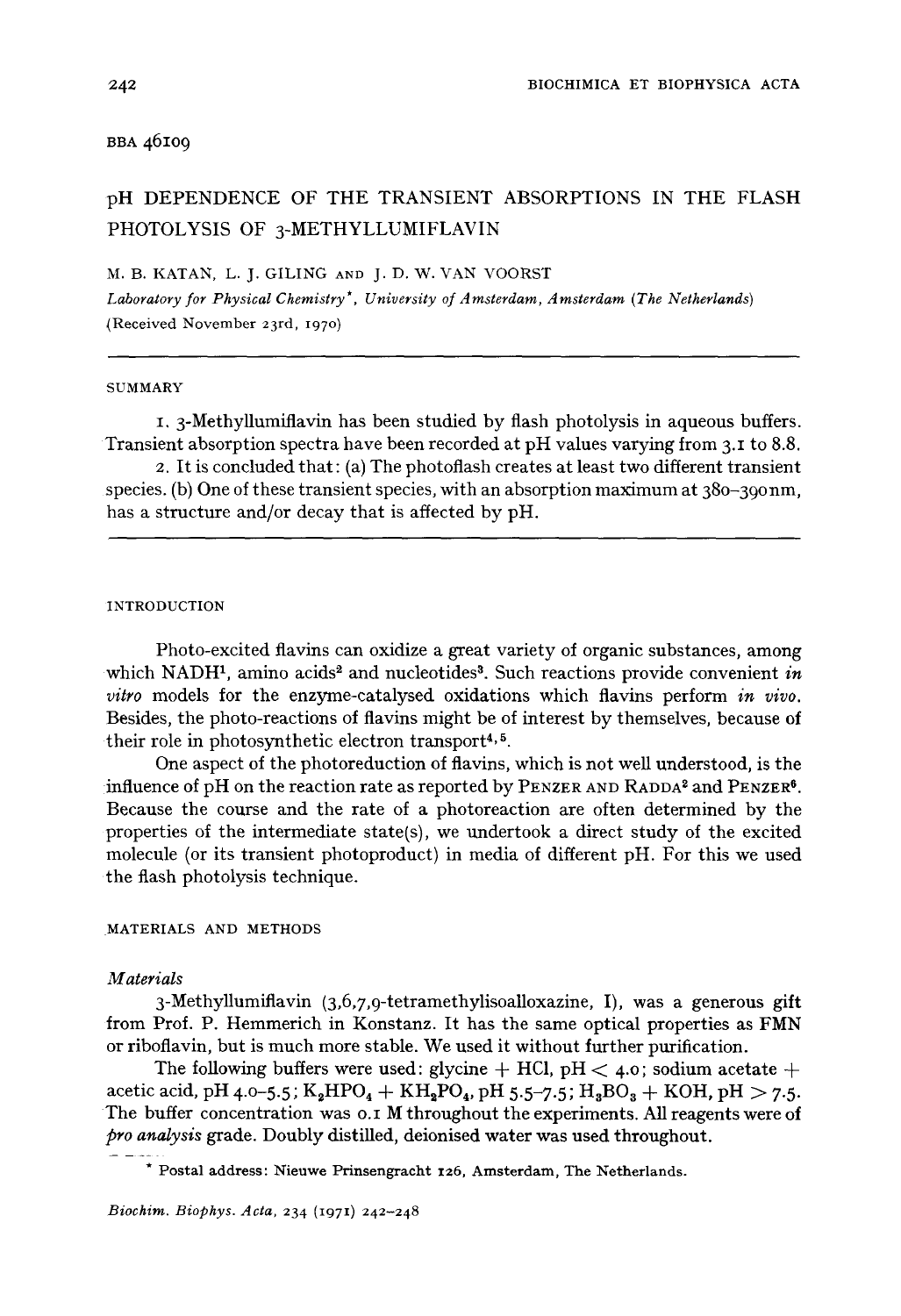BBA 46109

# pH DEPENDENCE OF THE TRANSIENT ABSORPTIONS IN THE FLASH PHOTOLYSIS OF 3-METHYLLUMIFLAVIN

M. B. KATAN, L. J. GILING AND J. D. W. VAN VOORST

*Laboratory for Physical Chemistry\*, University of Amsterdam, Amsterdam (The Netherlands)*

(Received November 23rd, 1970)

## SUMMARY

1. 3-Methyllumiflavin has been studied by flash photolysis in aqueous buffers. Transient absorption spectra have been recorded at pH values varying from 3.1 to 8.8.

2. It is concluded that: (a) The photoflash creates at least two different transient species. (b) One of these transient species, with an absorption maximum at 380–390 nm, has a structure and/or decay that is affected by pH.

## INTRODUCTION

Photo-excited flavins can oxidize a great variety of organic substances, among which NADH[1], amino acids[2] and nucleotides[3]. Such reactions provide convenient *in vitro* models for the enzyme-catalysed oxidations which flavins perform *in vivo*. Besides, the photo-reactions of flavins might be of interest by themselves, because of their role in photosynthetic electron transport[4,5].

One aspect of the photoreduction of flavins, which is not well understood, is the influence of pH on the reaction rate as reported by PENZER AND RADDA[2] and PENZER[6]. Because the course and the rate of a photoreaction are often determined by the properties of the intermediate state(s), we undertook a direct study of the excited molecule (or its transient photoproduct) in media of different pH. For this we used the flash photolysis technique.

## MATERIALS AND METHODS

### *Materials*

3-Methyllumiflavin (3,6,7,9-tetramethylisoalloxazine, I), was a generous gift from Prof. P. Hemmerich in Konstanz. It has the same optical properties as FMN or riboflavin, but is much more stable. We used it without further purification.

The following buffers were used: glycine + HCl, pH < 4.0; sodium acetate + acetic acid, pH 4.0–5.5; $K_2HPO_4$ + $KH_2PO_4$, pH 5.5–7.5; $H_3BO_3$ + KOH, pH > 7.5. The buffer concentration was 0.1 M throughout the experiments. All reagents were of *pro analysis* grade. Doubly distilled, deionised water was used throughout.

\* Postal address: Nieuwe Prinsengracht 126, Amsterdam, The Netherlands.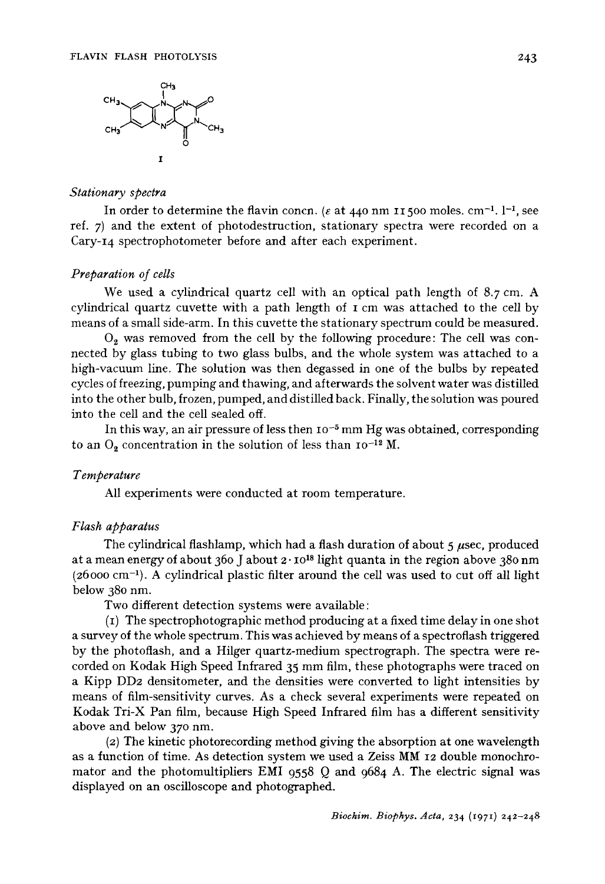I

*Stationary spectra*

In order to determine the flavin concn. ($\varepsilon$ at 440 nm 11500 moles. cm$^{-1}$. l$^{-1}$, see ref. 7) and the extent of photodestruction, stationary spectra were recorded on a Cary-14 spectrophotometer before and after each experiment.

*Preparation of cells*

We used a cylindrical quartz cell with an optical path length of 8.7 cm. A cylindrical quartz cuvette with a path length of 1 cm was attached to the cell by means of a small side-arm. In this cuvette the stationary spectrum could be measured.

$O_2$ was removed from the cell by the following procedure: The cell was connected by glass tubing to two glass bulbs, and the whole system was attached to a high-vacuum line. The solution was then degassed in one of the bulbs by repeated cycles of freezing, pumping and thawing, and afterwards the solvent water was distilled into the other bulb, frozen, pumped, and distilled back. Finally, the solution was poured into the cell and the cell sealed off.

In this way, an air pressure of less then $10^{-5}$ mm Hg was obtained, corresponding to an $O_2$ concentration in the solution of less than $10^{-12}$ M.

*Temperature*

All experiments were conducted at room temperature.

*Flash apparatus*

The cylindrical flashlamp, which had a flash duration of about 5 $\mu$sec, produced at a mean energy of about 360 J about $2 \cdot 10^{18}$ light quanta in the region above 380 nm (26000 cm$^{-1}$). A cylindrical plastic filter around the cell was used to cut off all light below 380 nm.

Two different detection systems were available:

(1) The spectrophotographic method producing at a fixed time delay in one shot a survey of the whole spectrum. This was achieved by means of a spectroflash triggered by the photoflash, and a Hilger quartz-medium spectrograph. The spectra were recorded on Kodak High Speed Infrared 35 mm film, these photographs were traced on a Kipp DD2 densitometer, and the densities were converted to light intensities by means of film-sensitivity curves. As a check several experiments were repeated on Kodak Tri-X Pan film, because High Speed Infrared film has a different sensitivity above and below 370 nm.

(2) The kinetic photorecording method giving the absorption at one wavelength as a function of time. As detection system we used a Zeiss MM 12 double monochromator and the photomultipliers EMI 9558 Q and 9684 A. The electric signal was displayed on an oscilloscope and photographed.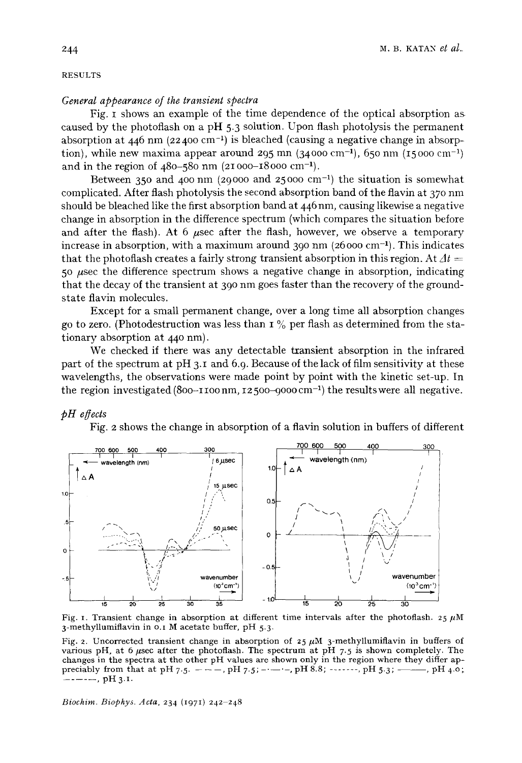## RESULTS

### *General appearance of the transient spectra*

Fig. 1 shows an example of the time dependence of the optical absorption as caused by the photoflash on a pH 5.3 solution. Upon flash photolysis the permanent absorption at 446 nm (22400 $cm^{-1}$) is bleached (causing a negative change in absorption), while new maxima appear around 295 mn (34000 $cm^{-1}$), 650 nm (15000 $cm^{-1}$) and in the region of 480–580 nm (21000–18000 $cm^{-1}$).

Between 350 and 400 nm (29000 and 25000 $cm^{-1}$) the situation is somewhat complicated. After flash photolysis the second absorption band of the flavin at 370 nm should be bleached like the first absorption band at 446 nm, causing likewise a negative change in absorption in the difference spectrum (which compares the situation before and after the flash). At 6 $\mu$sec after the flash, however, we observe a temporary increase in absorption, with a maximum around 390 nm (26000 $cm^{-1}$). This indicates that the photoflash creates a fairly strong transient absorption in this region. At $\Delta t =$ 50 $\mu$sec the difference spectrum shows a negative change in absorption, indicating that the decay of the transient at 390 nm goes faster than the recovery of the ground-state flavin molecules.

Except for a small permanent change, over a long time all absorption changes go to zero. (Photodestruction was less than 1 % per flash as determined from the stationary absorption at 440 nm).

We checked if there was any detectable transient absorption in the infrared part of the spectrum at pH 3.1 and 6.9. Because of the lack of film sensitivity at these wavelengths, the observations were made point by point with the kinetic set-up. In the region investigated (800–1100 nm, 12500–9000 $cm^{-1}$) the results were all negative.

### *pH effects*

Fig. 2 shows the change in absorption of a flavin solution in buffers of different

Fig. 1. Transient change in absorption at different time intervals after the photoflash. 25 $\mu$M 3-methyllumiflavin in 0.1 M acetate buffer, pH 5.3.

Fig. 2. Uncorrected transient change in absorption of 25 $\mu$M 3-methyllumiflavin in buffers of various pH, at 6 $\mu$sec after the photoflash. The spectrum at pH 7.5 is shown completely. The changes in the spectra at the other pH values are shown only in the region where they differ appreciably from that at pH 7.5. — — —, pH 7.5; –·—·–, pH 8.8; -------, pH 5.3; ———, pH 4.0; —·—·—, pH 3.1.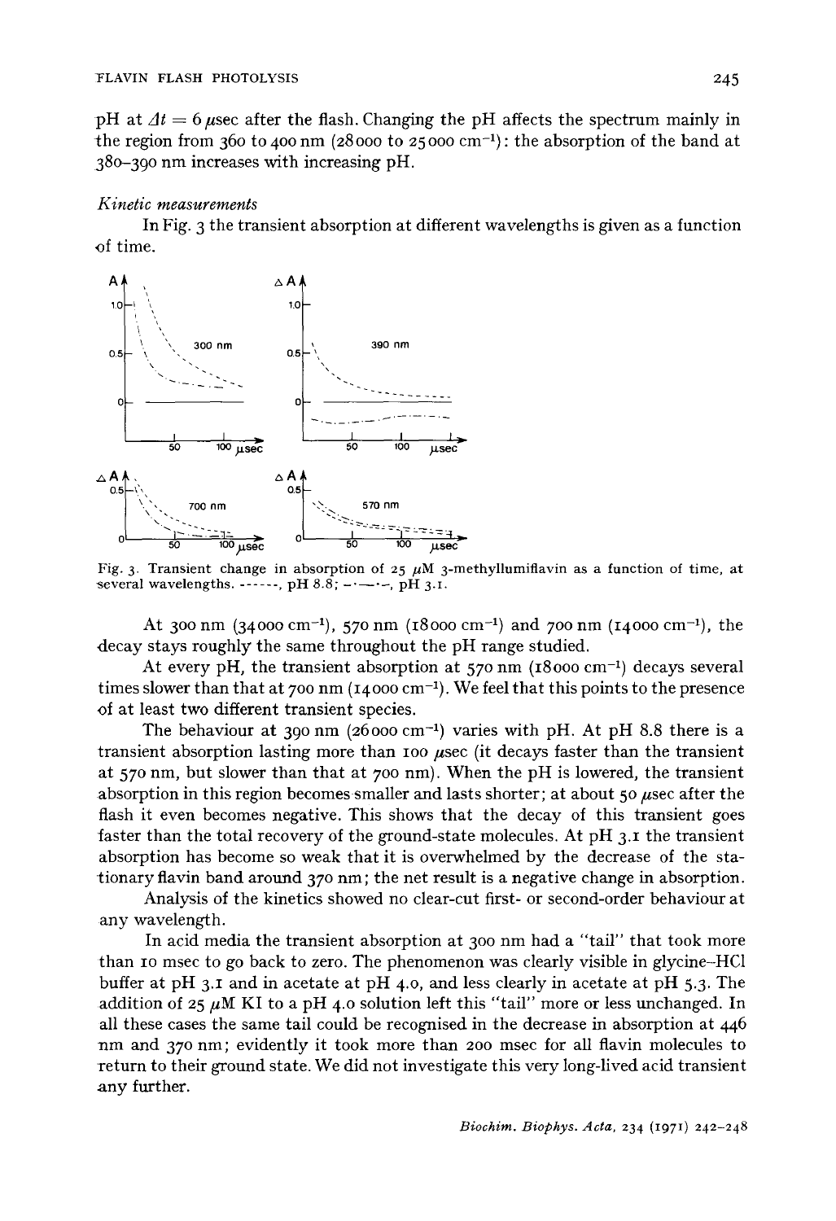pH at $\Delta t = 6$ µsec after the flash. Changing the pH affects the spectrum mainly in the region from 360 to 400 nm (28000 to 25000 cm$^{-1}$): the absorption of the band at 380–390 nm increases with increasing pH.

*Kinetic measurements*

In Fig. 3 the transient absorption at different wavelengths is given as a function of time.

Fig. 3. Transient change in absorption of 25 µM 3-methyllumiflavin as a function of time, at several wavelengths. ------, pH 8.8; –·—·–, pH 3.1.

At 300 nm (34000 cm$^{-1}$), 570 nm (18000 cm$^{-1}$) and 700 nm (14000 cm$^{-1}$), the decay stays roughly the same throughout the pH range studied.

At every pH, the transient absorption at 570 nm (18000 cm$^{-1}$) decays several times slower than that at 700 nm (14000 cm$^{-1}$). We feel that this points to the presence of at least two different transient species.

The behaviour at 390 nm (26000 cm$^{-1}$) varies with pH. At pH 8.8 there is a transient absorption lasting more than 100 µsec (it decays faster than the transient at 570 nm, but slower than that at 700 nm). When the pH is lowered, the transient absorption in this region becomes smaller and lasts shorter; at about 50 µsec after the flash it even becomes negative. This shows that the decay of this transient goes faster than the total recovery of the ground-state molecules. At pH 3.1 the transient absorption has become so weak that it is overwhelmed by the decrease of the stationary flavin band around 370 nm; the net result is a negative change in absorption.

Analysis of the kinetics showed no clear-cut first- or second-order behaviour at any wavelength.

In acid media the transient absorption at 300 nm had a "tail" that took more than 10 msec to go back to zero. The phenomenon was clearly visible in glycine–HCl buffer at pH 3.1 and in acetate at pH 4.0, and less clearly in acetate at pH 5.3. The addition of 25 µM KI to a pH 4.0 solution left this "tail" more or less unchanged. In all these cases the same tail could be recognised in the decrease in absorption at 446 nm and 370 nm; evidently it took more than 200 msec for all flavin molecules to return to their ground state. We did not investigate this very long-lived acid transient any further.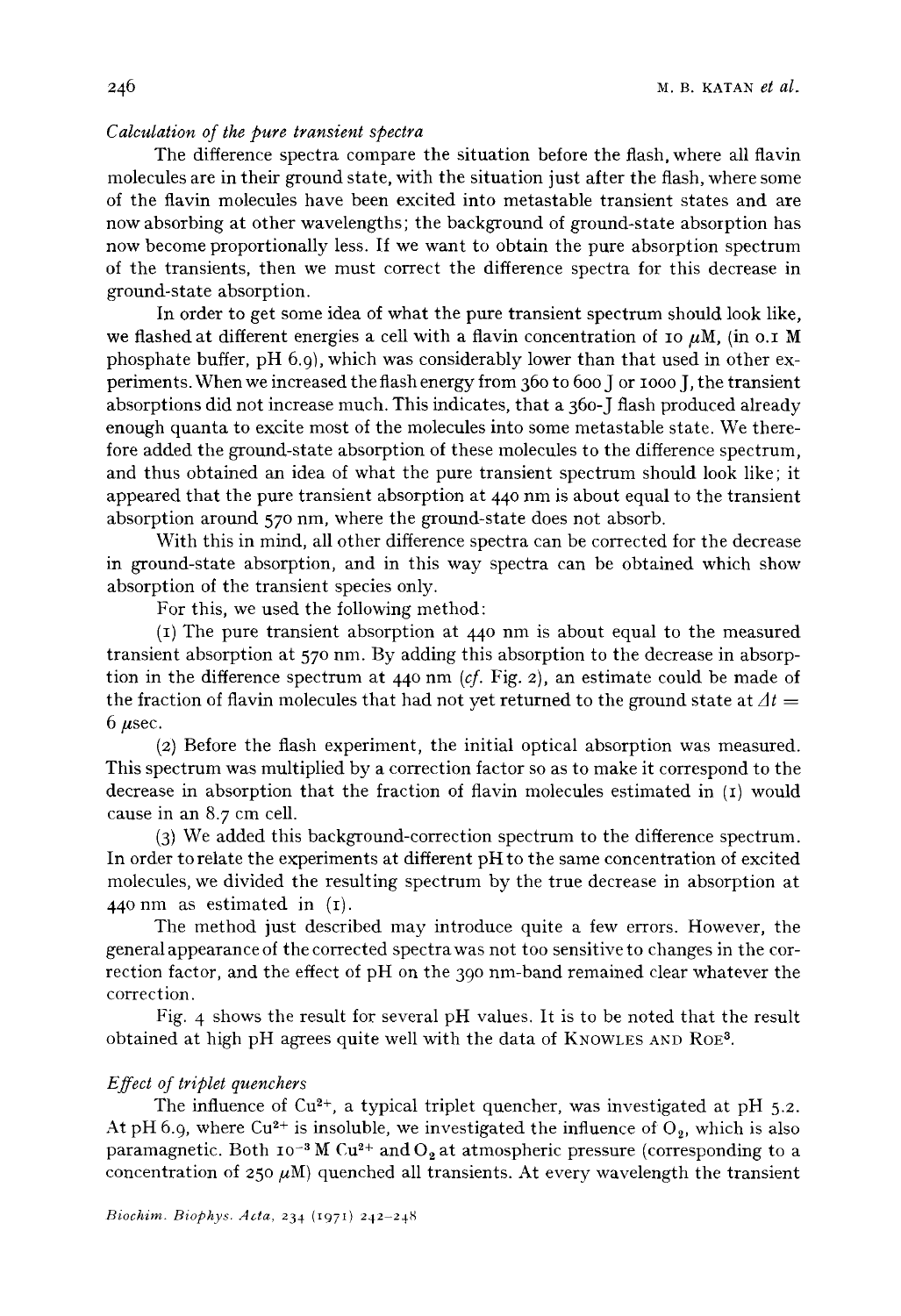*Calculation of the pure transient spectra*

The difference spectra compare the situation before the flash, where all flavin molecules are in their ground state, with the situation just after the flash, where some of the flavin molecules have been excited into metastable transient states and are now absorbing at other wavelengths; the background of ground-state absorption has now become proportionally less. If we want to obtain the pure absorption spectrum of the transients, then we must correct the difference spectra for this decrease in ground-state absorption.

In order to get some idea of what the pure transient spectrum should look like, we flashed at different energies a cell with a flavin concentration of 10 $\mu$M, (in 0.1 M phosphate buffer, pH 6.9), which was considerably lower than that used in other experiments. When we increased the flash energy from 360 to 600 J or 1000 J, the transient absorptions did not increase much. This indicates, that a 360-J flash produced already enough quanta to excite most of the molecules into some metastable state. We therefore added the ground-state absorption of these molecules to the difference spectrum, and thus obtained an idea of what the pure transient spectrum should look like; it appeared that the pure transient absorption at 440 nm is about equal to the transient absorption around 570 nm, where the ground-state does not absorb.

With this in mind, all other difference spectra can be corrected for the decrease in ground-state absorption, and in this way spectra can be obtained which show absorption of the transient species only.

For this, we used the following method:

(1) The pure transient absorption at 440 nm is about equal to the measured transient absorption at 570 nm. By adding this absorption to the decrease in absorption in the difference spectrum at 440 nm (*cf.* Fig. 2), an estimate could be made of the fraction of flavin molecules that had not yet returned to the ground state at $\Delta t =$ 6 $\mu$sec.

(2) Before the flash experiment, the initial optical absorption was measured. This spectrum was multiplied by a correction factor so as to make it correspond to the decrease in absorption that the fraction of flavin molecules estimated in (1) would cause in an 8.7 cm cell.

(3) We added this background-correction spectrum to the difference spectrum. In order to relate the experiments at different pH to the same concentration of excited molecules, we divided the resulting spectrum by the true decrease in absorption at 440 nm as estimated in (1).

The method just described may introduce quite a few errors. However, the general appearance of the corrected spectra was not too sensitive to changes in the correction factor, and the effect of pH on the 390 nm-band remained clear whatever the correction.

Fig. 4 shows the result for several pH values. It is to be noted that the result obtained at high pH agrees quite well with the data of KNOWLES AND ROE[3].

*Effect of triplet quenchers*

The influence of $Cu^{2+}$, a typical triplet quencher, was investigated at pH 5.2. At pH 6.9, where $Cu^{2+}$ is insoluble, we investigated the influence of $O_2$, which is also paramagnetic. Both $10^{-3}$ M $Cu^{2+}$ and $O_2$ at atmospheric pressure (corresponding to a concentration of 250 $\mu$M) quenched all transients. At every wavelength the transient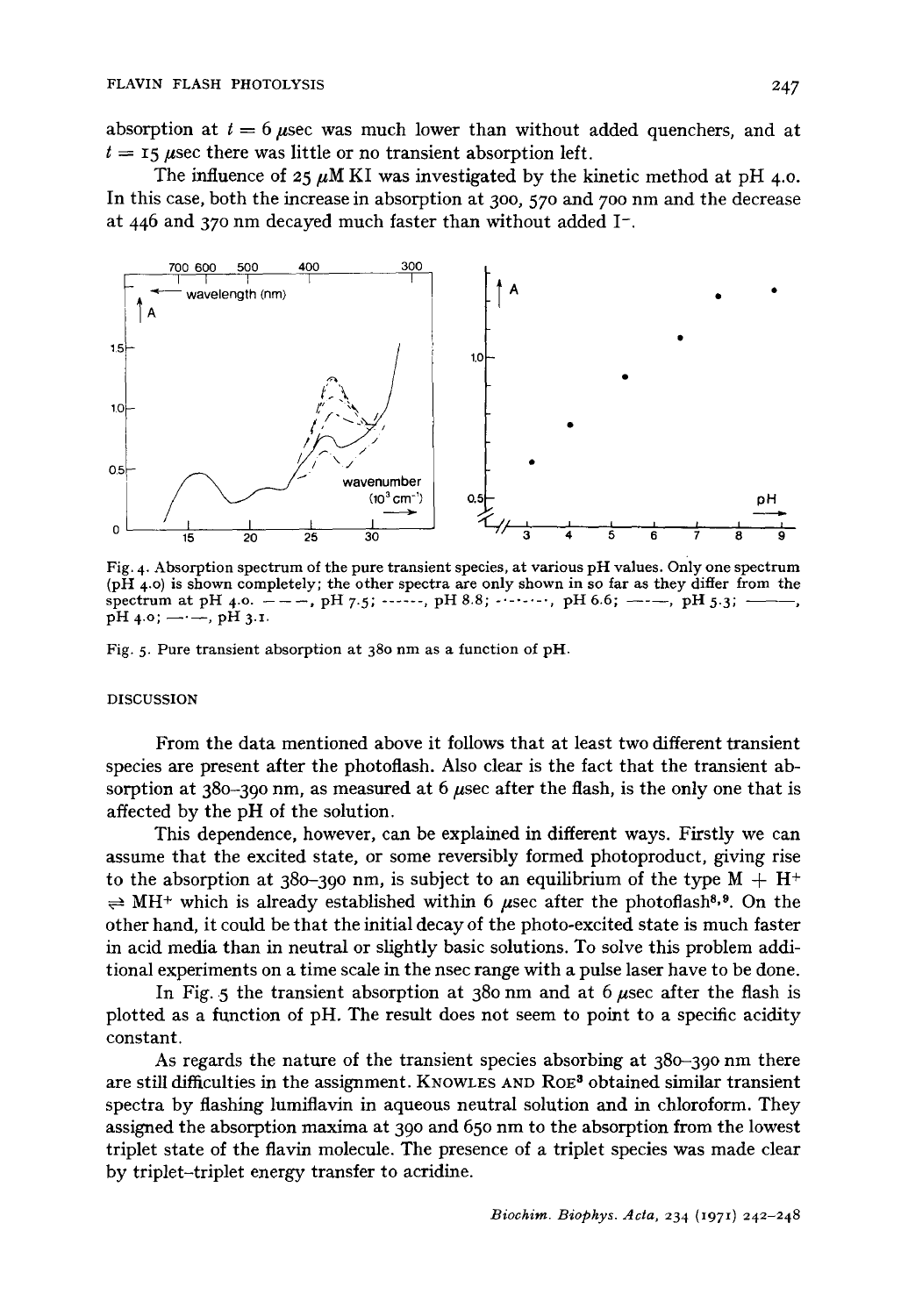absorption at $t = 6$ µsec was much lower than without added quenchers, and at $t = 15$ µsec there was little or no transient absorption left.

The influence of 25 µM KI was investigated by the kinetic method at pH 4.0. In this case, both the increase in absorption at 300, 570 and 700 nm and the decrease at 446 and 370 nm decayed much faster than without added $I^-$.

Fig. 4. Absorption spectrum of the pure transient species, at various pH values. Only one spectrum (pH 4.0) is shown completely; the other spectra are only shown in so far as they differ from the spectrum at pH 4.0. — — —, pH 7.5; ------, pH 8.8; -·-·-·-·, pH 6.6; —·—, pH 5.3; ———, pH 4.0; —·—, pH 3.1.

Fig. 5. Pure transient absorption at 380 nm as a function of pH.

## DISCUSSION

From the data mentioned above it follows that at least two different transient species are present after the photoflash. Also clear is the fact that the transient absorption at 380–390 nm, as measured at 6 µsec after the flash, is the only one that is affected by the pH of the solution.

This dependence, however, can be explained in different ways. Firstly we can assume that the excited state, or some reversibly formed photoproduct, giving rise to the absorption at 380–390 nm, is subject to an equilibrium of the type $M + H^+ \rightleftharpoons MH^+$ which is already established within 6 µsec after the photoflash[8,9]. On the other hand, it could be that the initial decay of the photo-excited state is much faster in acid media than in neutral or slightly basic solutions. To solve this problem additional experiments on a time scale in the nsec range with a pulse laser have to be done.

In Fig. 5 the transient absorption at 380 nm and at 6 µsec after the flash is plotted as a function of pH. The result does not seem to point to a specific acidity constant.

As regards the nature of the transient species absorbing at 380–390 nm there are still difficulties in the assignment. KNOWLES AND ROE[3] obtained similar transient spectra by flashing lumiflavin in aqueous neutral solution and in chloroform. They assigned the absorption maxima at 390 and 650 nm to the absorption from the lowest triplet state of the flavin molecule. The presence of a triplet species was made clear by triplet–triplet energy transfer to acridine.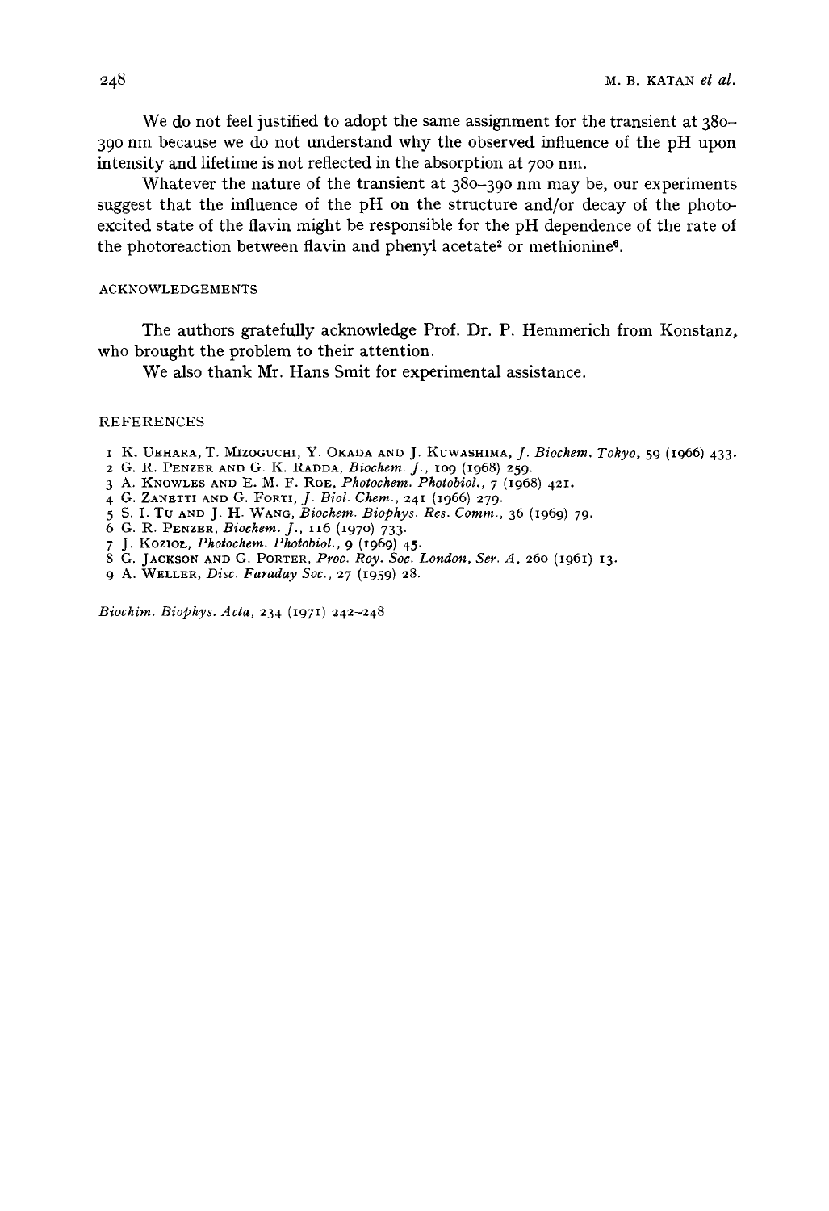We do not feel justified to adopt the same assignment for the transient at 380–390 nm because we do not understand why the observed influence of the pH upon intensity and lifetime is not reflected in the absorption at 700 nm.

Whatever the nature of the transient at 380–390 nm may be, our experiments suggest that the influence of the pH on the structure and/or decay of the photo-excited state of the flavin might be responsible for the pH dependence of the rate of the photoreaction between flavin and phenyl acetate[2] or methionine[6].

## ACKNOWLEDGEMENTS

The authors gratefully acknowledge Prof. Dr. P. Hemmerich from Konstanz, who brought the problem to their attention.

We also thank Mr. Hans Smit for experimental assistance.

## REFERENCES

1. K. Uehara, T. Mizoguchi, Y. Okada and J. Kuwashima, *J. Biochem. Tokyo*, 59 (1966) 433.
2. G. R. Penzer and G. K. Radda, *Biochem. J.*, 109 (1968) 259.
3. A. Knowles and E. M. F. Roe, *Photochem. Photobiol.*, 7 (1968) 421.
4. G. Zanetti and G. Forti, *J. Biol. Chem.*, 241 (1966) 279.
5. S. I. Tu and J. H. Wang, *Biochem. Biophys. Res. Comm.*, 36 (1969) 79.
6. G. R. Penzer, *Biochem. J.*, 116 (1970) 733.
7. J. Koziol, *Photochem. Photobiol.*, 9 (1969) 45.
8. G. Jackson and G. Porter, *Proc. Roy. Soc. London, Ser. A*, 260 (1961) 13.
9. A. Weller, *Disc. Faraday Soc.*, 27 (1959) 28.